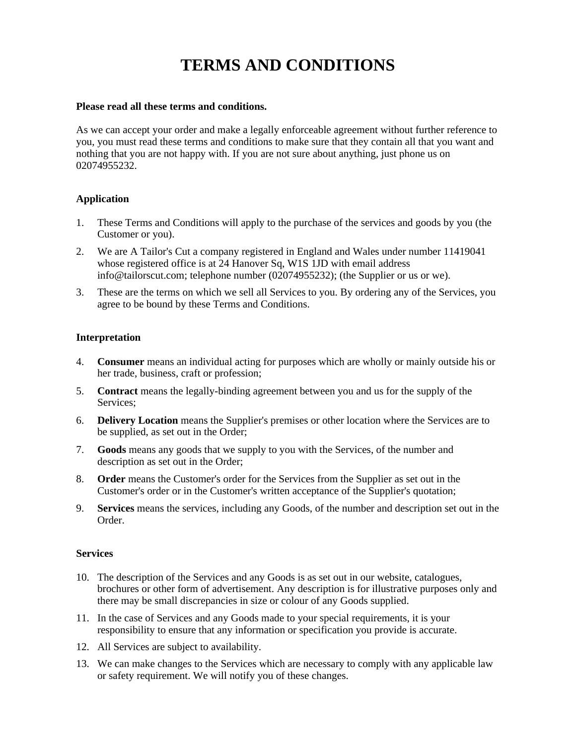# TERMS AND CONDITIONS

**Please read all these terms and conditions.**

As we can accept your order and make a legally enforceable agreement without further reference to you, you must read these terms and conditions to make sure that they contain all that you want and nothing that you are not happy with. If you are not sure about anything, just phone us on 02074955232.

### Application

1. These Terms and Conditions will apply to the purchase of the services and goods by you (the Customer or you).
2. We are A Tailor's Cut a company registered in England and Wales under number 11419041 whose registered office is at 24 Hanover Sq, W1S 1JD with email address info@tailorscut.com; telephone number (02074955232); (the Supplier or us or we).
3. These are the terms on which we sell all Services to you. By ordering any of the Services, you agree to be bound by these Terms and Conditions.

### Interpretation

4. **Consumer** means an individual acting for purposes which are wholly or mainly outside his or her trade, business, craft or profession;
5. **Contract** means the legally-binding agreement between you and us for the supply of the Services;
6. **Delivery Location** means the Supplier's premises or other location where the Services are to be supplied, as set out in the Order;
7. **Goods** means any goods that we supply to you with the Services, of the number and description as set out in the Order;
8. **Order** means the Customer's order for the Services from the Supplier as set out in the Customer's order or in the Customer's written acceptance of the Supplier's quotation;
9. **Services** means the services, including any Goods, of the number and description set out in the Order.

### Services

10. The description of the Services and any Goods is as set out in our website, catalogues, brochures or other form of advertisement. Any description is for illustrative purposes only and there may be small discrepancies in size or colour of any Goods supplied.
11. In the case of Services and any Goods made to your special requirements, it is your responsibility to ensure that any information or specification you provide is accurate.
12. All Services are subject to availability.
13. We can make changes to the Services which are necessary to comply with any applicable law or safety requirement. We will notify you of these changes.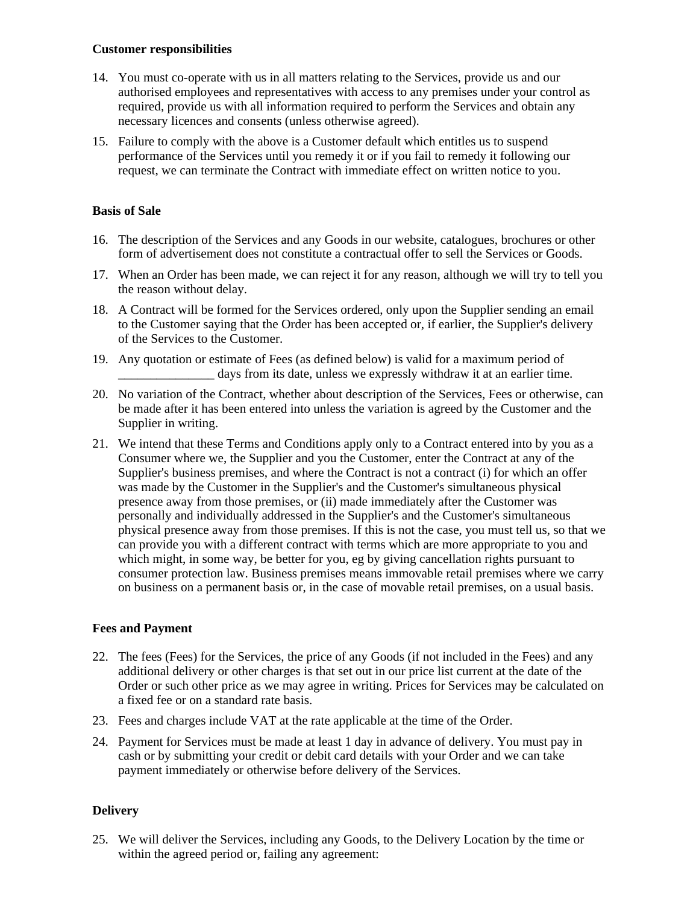**Customer responsibilities**

14. You must co-operate with us in all matters relating to the Services, provide us and our authorised employees and representatives with access to any premises under your control as required, provide us with all information required to perform the Services and obtain any necessary licences and consents (unless otherwise agreed).
15. Failure to comply with the above is a Customer default which entitles us to suspend performance of the Services until you remedy it or if you fail to remedy it following our request, we can terminate the Contract with immediate effect on written notice to you.

**Basis of Sale**

16. The description of the Services and any Goods in our website, catalogues, brochures or other form of advertisement does not constitute a contractual offer to sell the Services or Goods.
17. When an Order has been made, we can reject it for any reason, although we will try to tell you the reason without delay.
18. A Contract will be formed for the Services ordered, only upon the Supplier sending an email to the Customer saying that the Order has been accepted or, if earlier, the Supplier's delivery of the Services to the Customer.
19. Any quotation or estimate of Fees (as defined below) is valid for a maximum period of _______________ days from its date, unless we expressly withdraw it at an earlier time.
20. No variation of the Contract, whether about description of the Services, Fees or otherwise, can be made after it has been entered into unless the variation is agreed by the Customer and the Supplier in writing.
21. We intend that these Terms and Conditions apply only to a Contract entered into by you as a Consumer where we, the Supplier and you the Customer, enter the Contract at any of the Supplier's business premises, and where the Contract is not a contract (i) for which an offer was made by the Customer in the Supplier's and the Customer's simultaneous physical presence away from those premises, or (ii) made immediately after the Customer was personally and individually addressed in the Supplier's and the Customer's simultaneous physical presence away from those premises. If this is not the case, you must tell us, so that we can provide you with a different contract with terms which are more appropriate to you and which might, in some way, be better for you, eg by giving cancellation rights pursuant to consumer protection law. Business premises means immovable retail premises where we carry on business on a permanent basis or, in the case of movable retail premises, on a usual basis.

**Fees and Payment**

22. The fees (Fees) for the Services, the price of any Goods (if not included in the Fees) and any additional delivery or other charges is that set out in our price list current at the date of the Order or such other price as we may agree in writing. Prices for Services may be calculated on a fixed fee or on a standard rate basis.
23. Fees and charges include VAT at the rate applicable at the time of the Order.
24. Payment for Services must be made at least 1 day in advance of delivery. You must pay in cash or by submitting your credit or debit card details with your Order and we can take payment immediately or otherwise before delivery of the Services.

**Delivery**

25. We will deliver the Services, including any Goods, to the Delivery Location by the time or within the agreed period or, failing any agreement: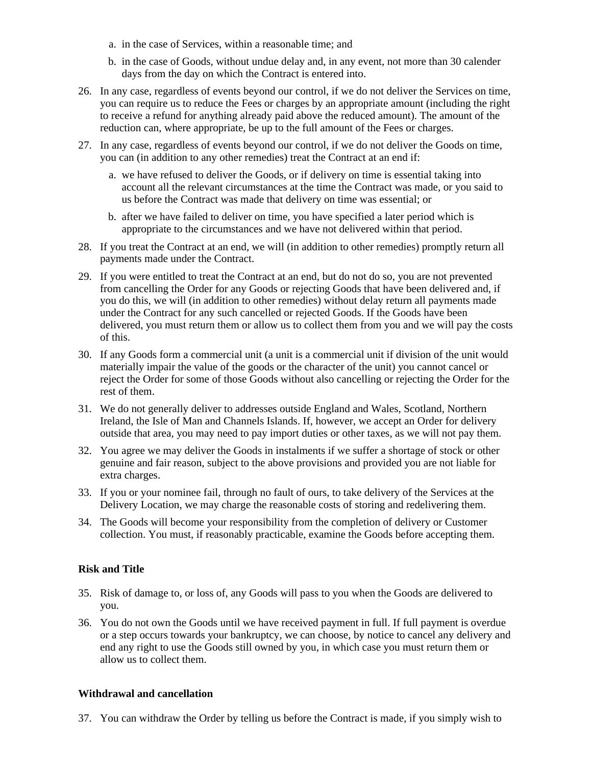a. in the case of Services, within a reasonable time; and
   b. in the case of Goods, without undue delay and, in any event, not more than 30 calender days from the day on which the Contract is entered into.

26. In any case, regardless of events beyond our control, if we do not deliver the Services on time, you can require us to reduce the Fees or charges by an appropriate amount (including the right to receive a refund for anything already paid above the reduced amount). The amount of the reduction can, where appropriate, be up to the full amount of the Fees or charges.
27. In any case, regardless of events beyond our control, if we do not deliver the Goods on time, you can (in addition to any other remedies) treat the Contract at an end if:
   a. we have refused to deliver the Goods, or if delivery on time is essential taking into account all the relevant circumstances at the time the Contract was made, or you said to us before the Contract was made that delivery on time was essential; or
   b. after we have failed to deliver on time, you have specified a later period which is appropriate to the circumstances and we have not delivered within that period.
28. If you treat the Contract at an end, we will (in addition to other remedies) promptly return all payments made under the Contract.
29. If you were entitled to treat the Contract at an end, but do not do so, you are not prevented from cancelling the Order for any Goods or rejecting Goods that have been delivered and, if you do this, we will (in addition to other remedies) without delay return all payments made under the Contract for any such cancelled or rejected Goods. If the Goods have been delivered, you must return them or allow us to collect them from you and we will pay the costs of this.
30. If any Goods form a commercial unit (a unit is a commercial unit if division of the unit would materially impair the value of the goods or the character of the unit) you cannot cancel or reject the Order for some of those Goods without also cancelling or rejecting the Order for the rest of them.
31. We do not generally deliver to addresses outside England and Wales, Scotland, Northern Ireland, the Isle of Man and Channels Islands. If, however, we accept an Order for delivery outside that area, you may need to pay import duties or other taxes, as we will not pay them.
32. You agree we may deliver the Goods in instalments if we suffer a shortage of stock or other genuine and fair reason, subject to the above provisions and provided you are not liable for extra charges.
33. If you or your nominee fail, through no fault of ours, to take delivery of the Services at the Delivery Location, we may charge the reasonable costs of storing and redelivering them.
34. The Goods will become your responsibility from the completion of delivery or Customer collection. You must, if reasonably practicable, examine the Goods before accepting them.

**Risk and Title**

35. Risk of damage to, or loss of, any Goods will pass to you when the Goods are delivered to you.
36. You do not own the Goods until we have received payment in full. If full payment is overdue or a step occurs towards your bankruptcy, we can choose, by notice to cancel any delivery and end any right to use the Goods still owned by you, in which case you must return them or allow us to collect them.

**Withdrawal and cancellation**

37. You can withdraw the Order by telling us before the Contract is made, if you simply wish to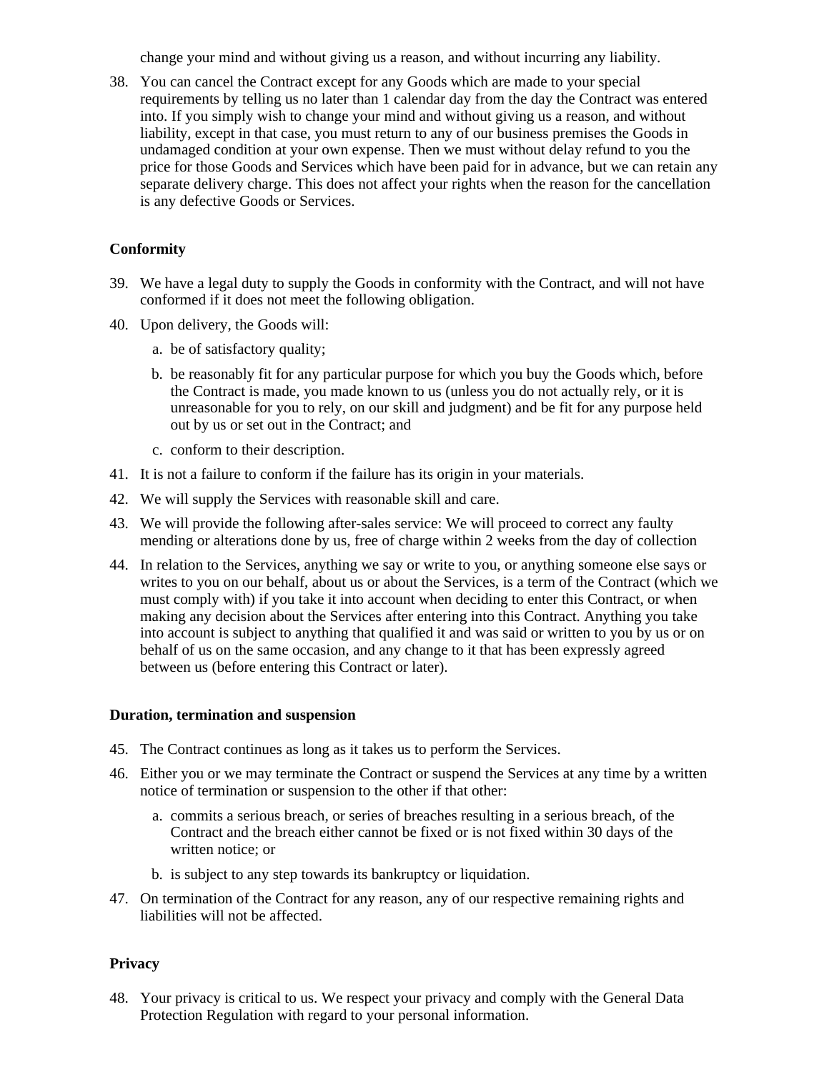change your mind and without giving us a reason, and without incurring any liability.

38. You can cancel the Contract except for any Goods which are made to your special requirements by telling us no later than 1 calendar day from the day the Contract was entered into. If you simply wish to change your mind and without giving us a reason, and without liability, except in that case, you must return to any of our business premises the Goods in undamaged condition at your own expense. Then we must without delay refund to you the price for those Goods and Services which have been paid for in advance, but we can retain any separate delivery charge. This does not affect your rights when the reason for the cancellation is any defective Goods or Services.

**Conformity**

39. We have a legal duty to supply the Goods in conformity with the Contract, and will not have conformed if it does not meet the following obligation.

40. Upon delivery, the Goods will:

    a. be of satisfactory quality;

    b. be reasonably fit for any particular purpose for which you buy the Goods which, before the Contract is made, you made known to us (unless you do not actually rely, or it is unreasonable for you to rely, on our skill and judgment) and be fit for any purpose held out by us or set out in the Contract; and

    c. conform to their description.

41. It is not a failure to conform if the failure has its origin in your materials.

42. We will supply the Services with reasonable skill and care.

43. We will provide the following after-sales service: We will proceed to correct any faulty mending or alterations done by us, free of charge within 2 weeks from the day of collection

44. In relation to the Services, anything we say or write to you, or anything someone else says or writes to you on our behalf, about us or about the Services, is a term of the Contract (which we must comply with) if you take it into account when deciding to enter this Contract, or when making any decision about the Services after entering into this Contract. Anything you take into account is subject to anything that qualified it and was said or written to you by us or on behalf of us on the same occasion, and any change to it that has been expressly agreed between us (before entering this Contract or later).

**Duration, termination and suspension**

45. The Contract continues as long as it takes us to perform the Services.

46. Either you or we may terminate the Contract or suspend the Services at any time by a written notice of termination or suspension to the other if that other:

    a. commits a serious breach, or series of breaches resulting in a serious breach, of the Contract and the breach either cannot be fixed or is not fixed within 30 days of the written notice; or

    b. is subject to any step towards its bankruptcy or liquidation.

47. On termination of the Contract for any reason, any of our respective remaining rights and liabilities will not be affected.

**Privacy**

48. Your privacy is critical to us. We respect your privacy and comply with the General Data Protection Regulation with regard to your personal information.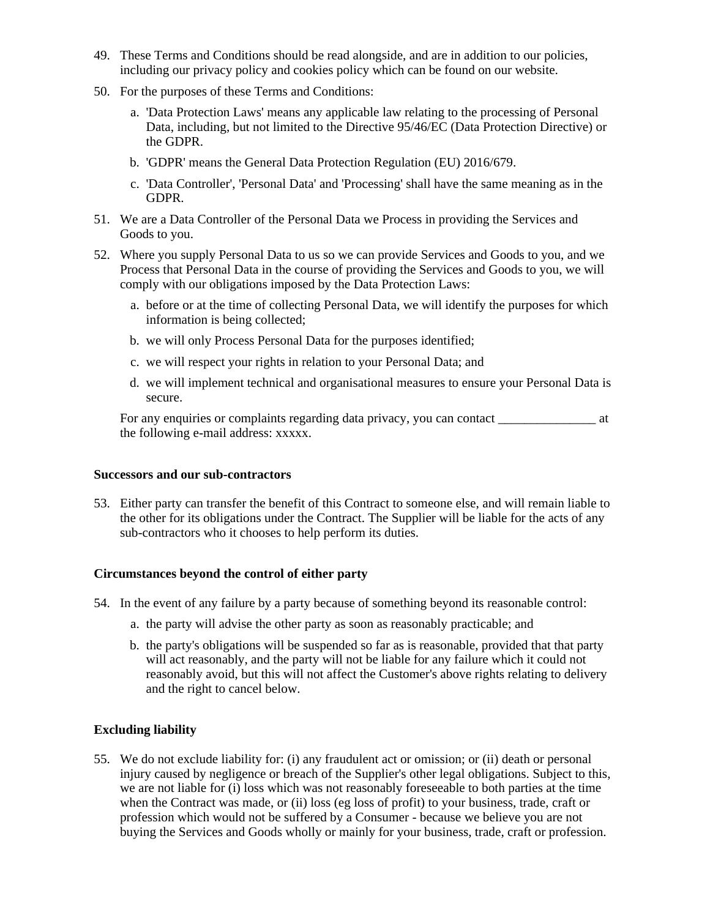49. These Terms and Conditions should be read alongside, and are in addition to our policies, including our privacy policy and cookies policy which can be found on our website.

50. For the purposes of these Terms and Conditions:

    a. 'Data Protection Laws' means any applicable law relating to the processing of Personal Data, including, but not limited to the Directive 95/46/EC (Data Protection Directive) or the GDPR.

    b. 'GDPR' means the General Data Protection Regulation (EU) 2016/679.

    c. 'Data Controller', 'Personal Data' and 'Processing' shall have the same meaning as in the GDPR.

51. We are a Data Controller of the Personal Data we Process in providing the Services and Goods to you.

52. Where you supply Personal Data to us so we can provide Services and Goods to you, and we Process that Personal Data in the course of providing the Services and Goods to you, we will comply with our obligations imposed by the Data Protection Laws:

    a. before or at the time of collecting Personal Data, we will identify the purposes for which information is being collected;

    b. we will only Process Personal Data for the purposes identified;

    c. we will respect your rights in relation to your Personal Data; and

    d. we will implement technical and organisational measures to ensure your Personal Data is secure.

    For any enquiries or complaints regarding data privacy, you can contact _______________ at the following e-mail address: xxxxx.

**Successors and our sub-contractors**

53. Either party can transfer the benefit of this Contract to someone else, and will remain liable to the other for its obligations under the Contract. The Supplier will be liable for the acts of any sub-contractors who it chooses to help perform its duties.

**Circumstances beyond the control of either party**

54. In the event of any failure by a party because of something beyond its reasonable control:

    a. the party will advise the other party as soon as reasonably practicable; and

    b. the party's obligations will be suspended so far as is reasonable, provided that that party will act reasonably, and the party will not be liable for any failure which it could not reasonably avoid, but this will not affect the Customer's above rights relating to delivery and the right to cancel below.

**Excluding liability**

55. We do not exclude liability for: (i) any fraudulent act or omission; or (ii) death or personal injury caused by negligence or breach of the Supplier's other legal obligations. Subject to this, we are not liable for (i) loss which was not reasonably foreseeable to both parties at the time when the Contract was made, or (ii) loss (eg loss of profit) to your business, trade, craft or profession which would not be suffered by a Consumer - because we believe you are not buying the Services and Goods wholly or mainly for your business, trade, craft or profession.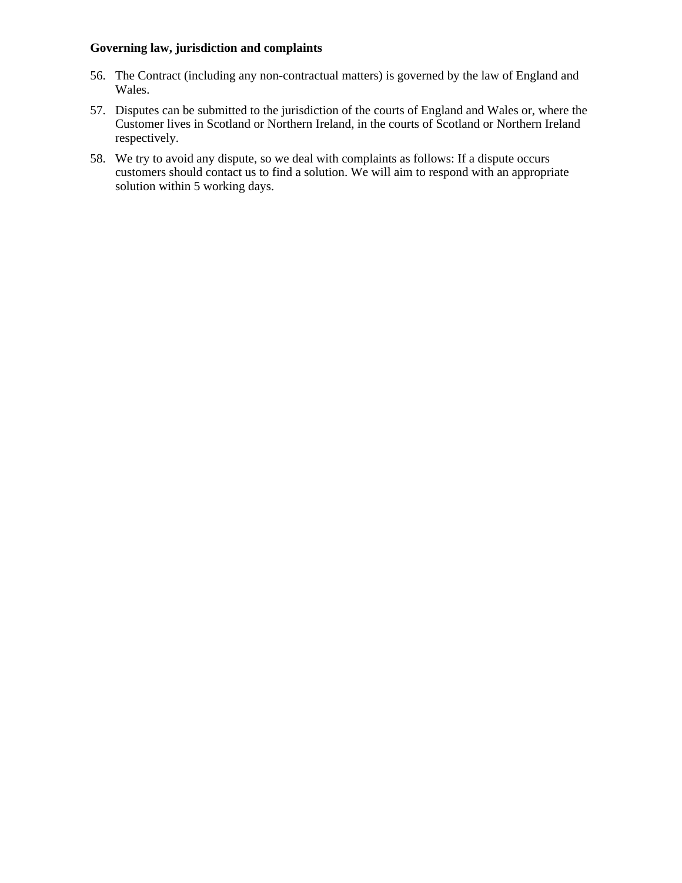**Governing law, jurisdiction and complaints**

56. The Contract (including any non-contractual matters) is governed by the law of England and Wales.
57. Disputes can be submitted to the jurisdiction of the courts of England and Wales or, where the Customer lives in Scotland or Northern Ireland, in the courts of Scotland or Northern Ireland respectively.
58. We try to avoid any dispute, so we deal with complaints as follows: If a dispute occurs customers should contact us to find a solution. We will aim to respond with an appropriate solution within 5 working days.